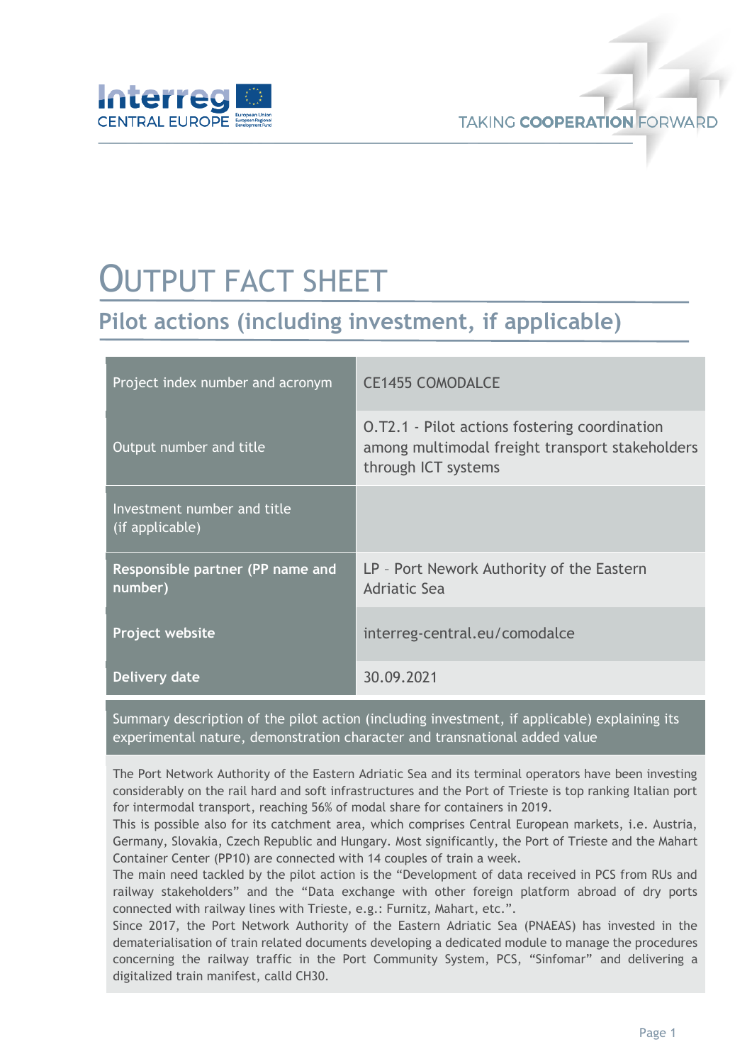# OUTPUT FACT SHEET

## Pilot actions (including investment, if applicable)

| | |
|---|---|
| Project index number and acronym | CE1455 COMODALCE |
| Output number and title | O.T2.1 - Pilot actions fostering coordination among multimodal freight transport stakeholders through ICT systems |
| Investment number and title (if applicable) | |
| **Responsible partner (PP name and number)** | LP – Port Nework Authority of the Eastern Adriatic Sea |
| **Project website** | interreg-central.eu/comodalce |
| **Delivery date** | 30.09.2021 |

Summary description of the pilot action (including investment, if applicable) explaining its experimental nature, demonstration character and transnational added value

The Port Network Authority of the Eastern Adriatic Sea and its terminal operators have been investing considerably on the rail hard and soft infrastructures and the Port of Trieste is top ranking Italian port for intermodal transport, reaching 56% of modal share for containers in 2019.
This is possible also for its catchment area, which comprises Central European markets, i.e. Austria, Germany, Slovakia, Czech Republic and Hungary. Most significantly, the Port of Trieste and the Mahart Container Center (PP10) are connected with 14 couples of train a week.
The main need tackled by the pilot action is the "Development of data received in PCS from RUs and railway stakeholders" and the "Data exchange with other foreign platform abroad of dry ports connected with railway lines with Trieste, e.g.: Furnitz, Mahart, etc.".
Since 2017, the Port Network Authority of the Eastern Adriatic Sea (PNAEAS) has invested in the dematerialisation of train related documents developing a dedicated module to manage the procedures concerning the railway traffic in the Port Community System, PCS, "Sinfomar" and delivering a digitalized train manifest, calld CH30.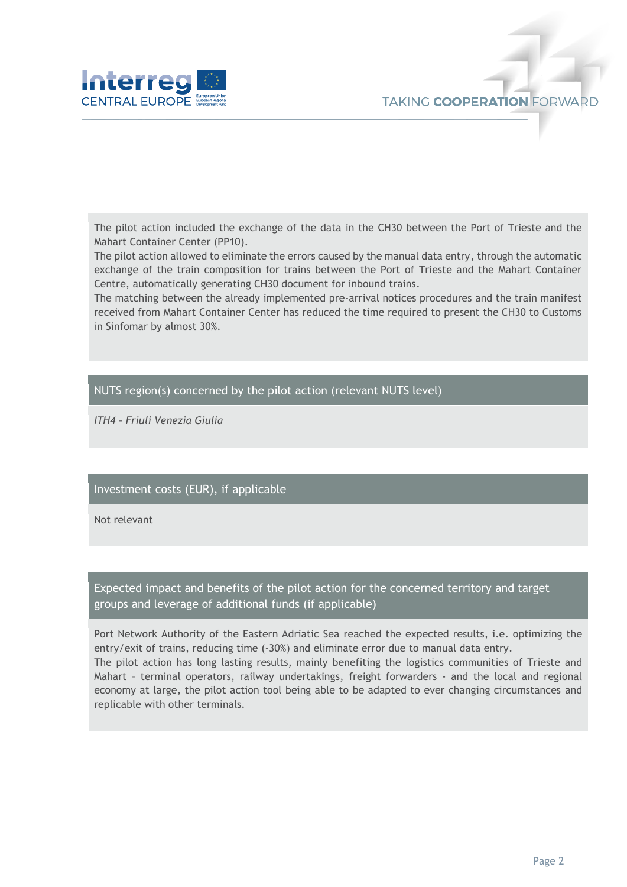The pilot action included the exchange of the data in the CH30 between the Port of Trieste and the Mahart Container Center (PP10).
The pilot action allowed to eliminate the errors caused by the manual data entry, through the automatic exchange of the train composition for trains between the Port of Trieste and the Mahart Container Centre, automatically generating CH30 document for inbound trains.
The matching between the already implemented pre-arrival notices procedures and the train manifest received from Mahart Container Center has reduced the time required to present the CH30 to Customs in Sinfomar by almost 30%.

## NUTS region(s) concerned by the pilot action (relevant NUTS level)

*ITH4 – Friuli Venezia Giulia*

## Investment costs (EUR), if applicable

Not relevant

## Expected impact and benefits of the pilot action for the concerned territory and target groups and leverage of additional funds (if applicable)

Port Network Authority of the Eastern Adriatic Sea reached the expected results, i.e. optimizing the entry/exit of trains, reducing time (-30%) and eliminate error due to manual data entry.
The pilot action has long lasting results, mainly benefiting the logistics communities of Trieste and Mahart – terminal operators, railway undertakings, freight forwarders - and the local and regional economy at large, the pilot action tool being able to be adapted to ever changing circumstances and replicable with other terminals.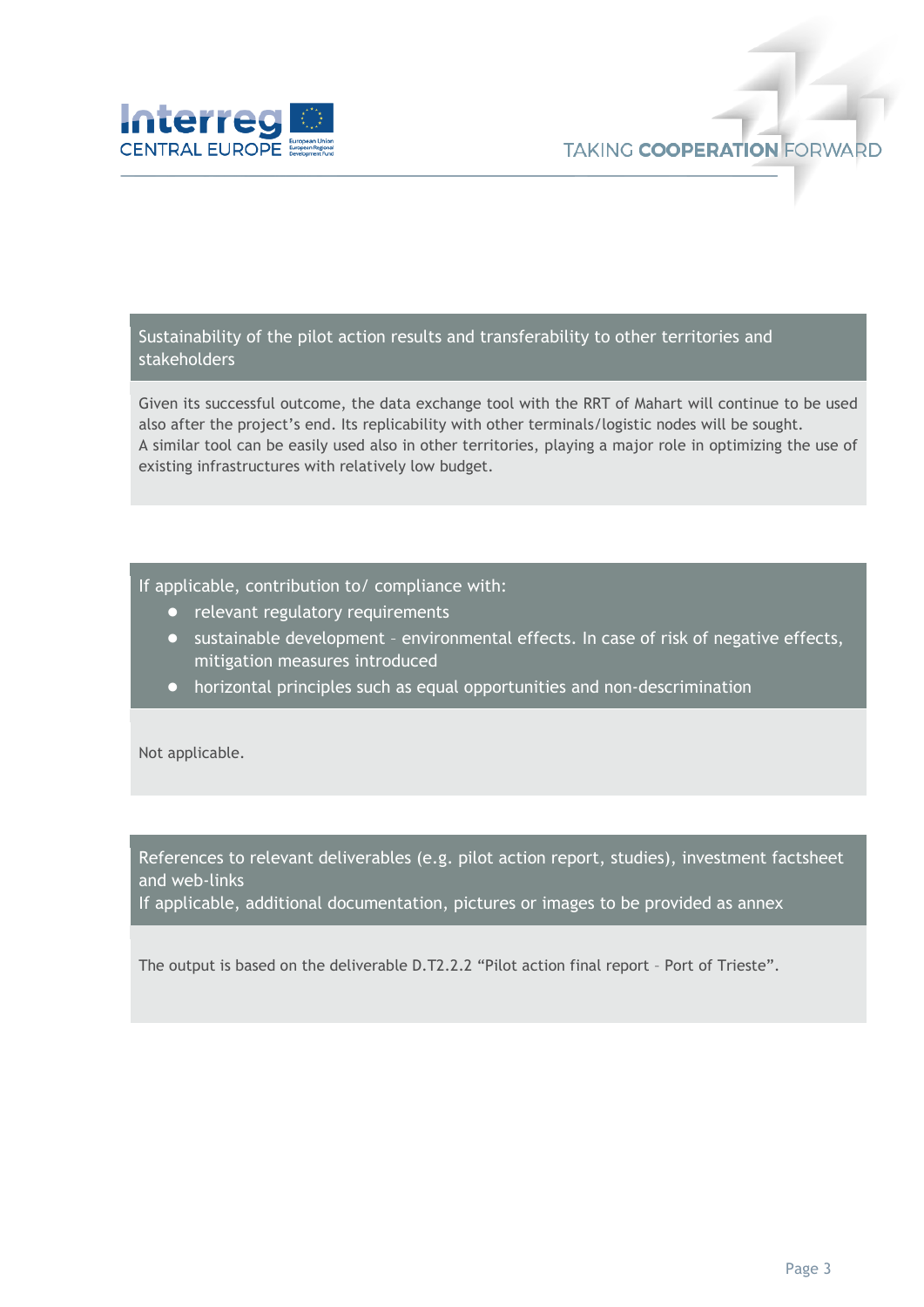### Sustainability of the pilot action results and transferability to other territories and stakeholders

Given its successful outcome, the data exchange tool with the RRT of Mahart will continue to be used also after the project's end. Its replicability with other terminals/logistic nodes will be sought.
A similar tool can be easily used also in other territories, playing a major role in optimizing the use of existing infrastructures with relatively low budget.

### If applicable, contribution to/ compliance with:

- relevant regulatory requirements
- sustainable development – environmental effects. In case of risk of negative effects, mitigation measures introduced
- horizontal principles such as equal opportunities and non-descrimination

Not applicable.

### References to relevant deliverables (e.g. pilot action report, studies), investment factsheet and web-links
### If applicable, additional documentation, pictures or images to be provided as annex

The output is based on the deliverable D.T2.2.2 "Pilot action final report – Port of Trieste".